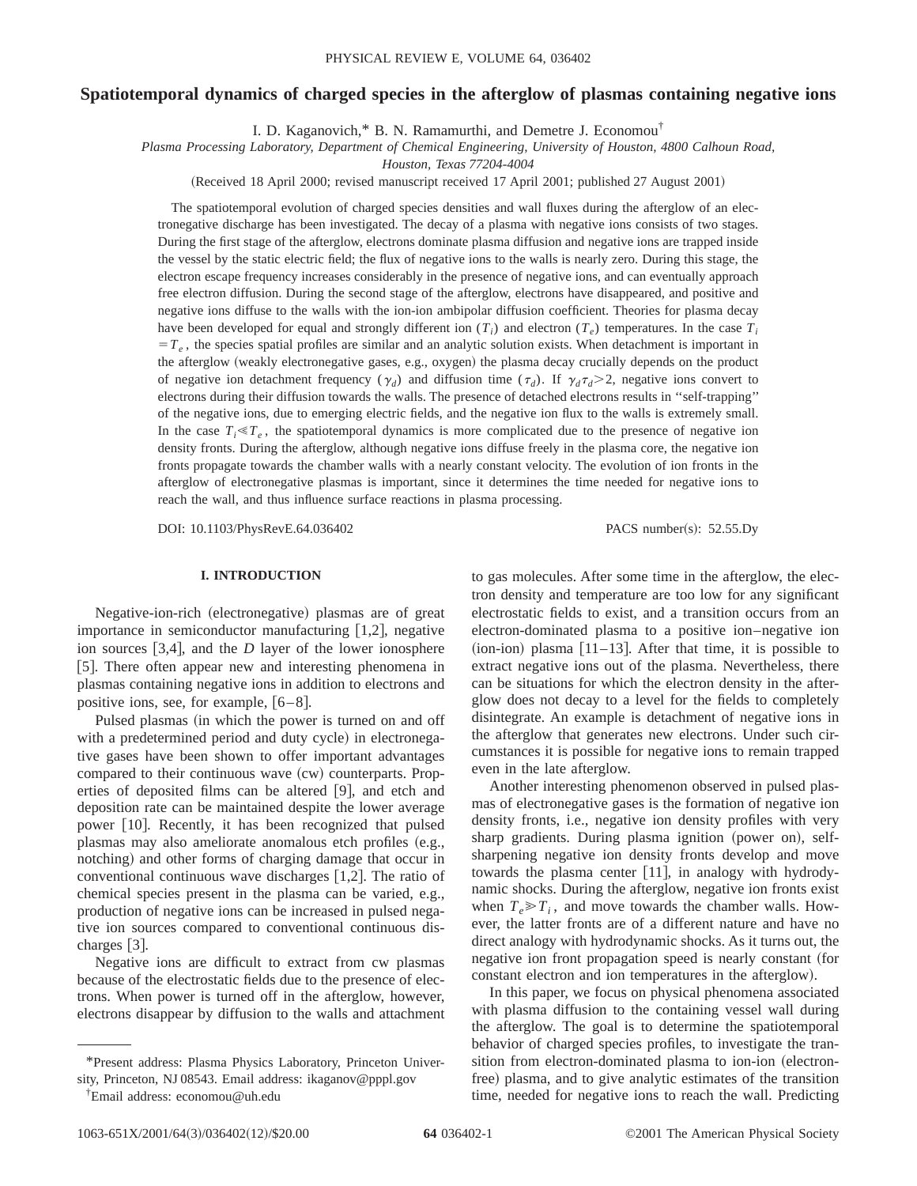# Spatiotemporal dynamics of charged species in the afterglow of plasmas containing negative ions

I. D. Kaganovich,* B. N. Ramamurthi, and Demetre J. Economou†

*Plasma Processing Laboratory, Department of Chemical Engineering, University of Houston, 4800 Calhoun Road, Houston, Texas 77204-4004*

(Received 18 April 2000; revised manuscript received 17 April 2001; published 27 August 2001)

The spatiotemporal evolution of charged species densities and wall fluxes during the afterglow of an electronegative discharge has been investigated. The decay of a plasma with negative ions consists of two stages. During the first stage of the afterglow, electrons dominate plasma diffusion and negative ions are trapped inside the vessel by the static electric field; the flux of negative ions to the walls is nearly zero. During this stage, the electron escape frequency increases considerably in the presence of negative ions, and can eventually approach free electron diffusion. During the second stage of the afterglow, electrons have disappeared, and positive and negative ions diffuse to the walls with the ion-ion ambipolar diffusion coefficient. Theories for plasma decay have been developed for equal and strongly different ion ($T_i$) and electron ($T_e$) temperatures. In the case $T_i = T_e$, the species spatial profiles are similar and an analytic solution exists. When detachment is important in the afterglow (weakly electronegative gases, e.g., oxygen) the plasma decay crucially depends on the product of negative ion detachment frequency ($\gamma_d$) and diffusion time ($\tau_d$). If $\gamma_d \tau_d > 2$, negative ions convert to electrons during their diffusion towards the walls. The presence of detached electrons results in "self-trapping" of the negative ions, due to emerging electric fields, and the negative ion flux to the walls is extremely small. In the case $T_i \ll T_e$, the spatiotemporal dynamics is more complicated due to the presence of negative ion density fronts. During the afterglow, although negative ions diffuse freely in the plasma core, the negative ion fronts propagate towards the chamber walls with a nearly constant velocity. The evolution of ion fronts in the afterglow of electronegative plasmas is important, since it determines the time needed for negative ions to reach the wall, and thus influence surface reactions in plasma processing.

DOI: 10.1103/PhysRevE.64.036402 PACS number(s): 52.55.Dy

## I. INTRODUCTION

Negative-ion-rich (electronegative) plasmas are of great importance in semiconductor manufacturing [1,2], negative ion sources [3,4], and the *D* layer of the lower ionosphere [5]. There often appear new and interesting phenomena in plasmas containing negative ions in addition to electrons and positive ions, see, for example, [6–8].

Pulsed plasmas (in which the power is turned on and off with a predetermined period and duty cycle) in electronegative gases have been shown to offer important advantages compared to their continuous wave (cw) counterparts. Properties of deposited films can be altered [9], and etch and deposition rate can be maintained despite the lower average power [10]. Recently, it has been recognized that pulsed plasmas may also ameliorate anomalous etch profiles (e.g., notching) and other forms of charging damage that occur in conventional continuous wave discharges [1,2]. The ratio of chemical species present in the plasma can be varied, e.g., production of negative ions can be increased in pulsed negative ion sources compared to conventional continuous discharges [3].

Negative ions are difficult to extract from cw plasmas because of the electrostatic fields due to the presence of electrons. When power is turned off in the afterglow, however, electrons disappear by diffusion to the walls and attachment to gas molecules. After some time in the afterglow, the electron density and temperature are too low for any significant electrostatic fields to exist, and a transition occurs from an electron-dominated plasma to a positive ion–negative ion (ion-ion) plasma [11–13]. After that time, it is possible to extract negative ions out of the plasma. Nevertheless, there can be situations for which the electron density in the afterglow does not decay to a level for the fields to completely disintegrate. An example is detachment of negative ions in the afterglow that generates new electrons. Under such circumstances it is possible for negative ions to remain trapped even in the late afterglow.

Another interesting phenomenon observed in pulsed plasmas of electronegative gases is the formation of negative ion density fronts, i.e., negative ion density profiles with very sharp gradients. During plasma ignition (power on), self-sharpening negative ion density fronts develop and move towards the plasma center [11], in analogy with hydrodynamic shocks. During the afterglow, negative ion fronts exist when $T_e \gg T_i$, and move towards the chamber walls. However, the latter fronts are of a different nature and have no direct analogy with hydrodynamic shocks. As it turns out, the negative ion front propagation speed is nearly constant (for constant electron and ion temperatures in the afterglow).

In this paper, we focus on physical phenomena associated with plasma diffusion to the containing vessel wall during the afterglow. The goal is to determine the spatiotemporal behavior of charged species profiles, to investigate the transition from electron-dominated plasma to ion-ion (electron-free) plasma, and to give analytic estimates of the transition time, needed for negative ions to reach the wall. Predicting

*Present address: Plasma Physics Laboratory, Princeton University, Princeton, NJ 08543. Email address: ikaganov@pppl.gov

†Email address: economou@uh.edu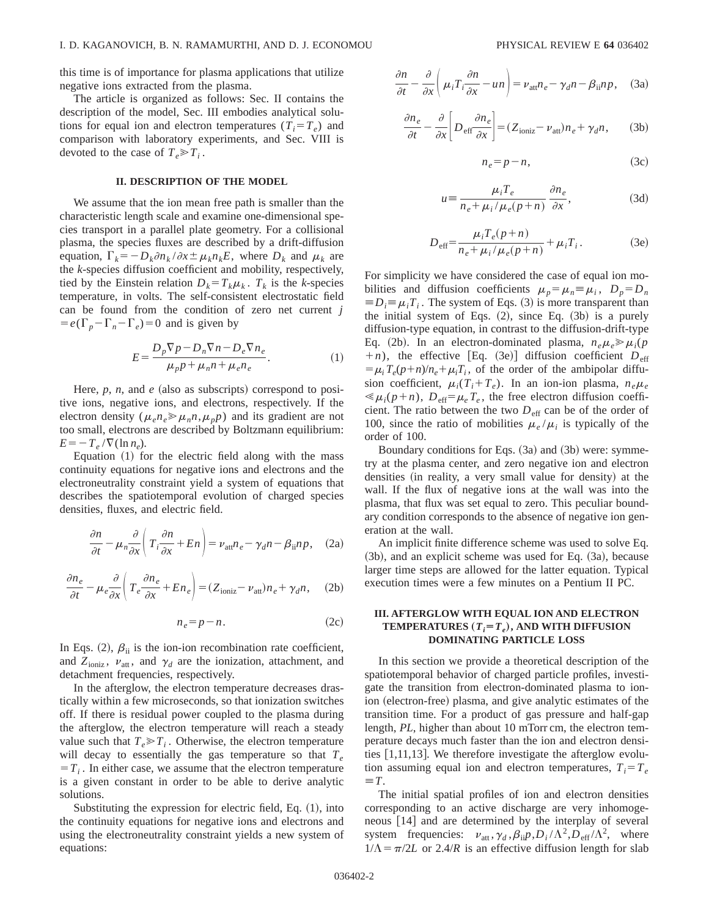this time is of importance for plasma applications that utilize negative ions extracted from the plasma.

The article is organized as follows: Sec. II contains the description of the model, Sec. III embodies analytical solutions for equal ion and electron temperatures ($T_i = T_e$) and comparison with laboratory experiments, and Sec. VIII is devoted to the case of $T_e \gg T_i$.

## II. DESCRIPTION OF THE MODEL

We assume that the ion mean free path is smaller than the characteristic length scale and examine one-dimensional species transport in a parallel plate geometry. For a collisional plasma, the species fluxes are described by a drift-diffusion equation, $\Gamma_k = -D_k \partial n_k / \partial x \pm \mu_k n_k E$, where $D_k$ and $\mu_k$ are the $k$-species diffusion coefficient and mobility, respectively, tied by the Einstein relation $D_k = T_k \mu_k$. $T_k$ is the $k$-species temperature, in volts. The self-consistent electrostatic field can be found from the condition of zero net current $j = e(\Gamma_p - \Gamma_n - \Gamma_e) = 0$ and is given by

$$E = \frac{D_p \nabla p - D_n \nabla n - D_e \nabla n_e}{\mu_p p + \mu_n n + \mu_e n_e}. \tag{1}$$

Here, $p$, $n$, and $e$ (also as subscripts) correspond to positive ions, negative ions, and electrons, respectively. If the electron density ($\mu_e n_e \gg \mu_n n, \mu_p p$) and its gradient are not too small, electrons are described by Boltzmann equilibrium: $E = -T_e / \nabla(\ln n_e)$.

Equation (1) for the electric field along with the mass continuity equations for negative ions and electrons and the electroneutrality constraint yield a system of equations that describes the spatiotemporal evolution of charged species densities, fluxes, and electric field.

$$\frac{\partial n}{\partial t} - \mu_n \frac{\partial}{\partial x}\left( T_i \frac{\partial n}{\partial x} + En \right) = \nu_{\text{att}} n_e - \gamma_d n - \beta_{\text{ii}} np, \tag{2a}$$

$$\frac{\partial n_e}{\partial t} - \mu_e \frac{\partial}{\partial x}\left( T_e \frac{\partial n_e}{\partial x} + En_e \right) = (Z_{\text{ioniz}} - \nu_{\text{att}}) n_e + \gamma_d n, \tag{2b}$$

$$n_e = p - n. \tag{2c}$$

In Eqs. (2), $\beta_{\text{ii}}$ is the ion-ion recombination rate coefficient, and $Z_{\text{ioniz}}$, $\nu_{\text{att}}$, and $\gamma_d$ are the ionization, attachment, and detachment frequencies, respectively.

In the afterglow, the electron temperature decreases drastically within a few microseconds, so that ionization switches off. If there is residual power coupled to the plasma during the afterglow, the electron temperature will reach a steady value such that $T_e \gg T_i$. Otherwise, the electron temperature will decay to essentially the gas temperature so that $T_e = T_i$. In either case, we assume that the electron temperature is a given constant in order to be able to derive analytic solutions.

Substituting the expression for electric field, Eq. (1), into the continuity equations for negative ions and electrons and using the electroneutrality constraint yields a new system of equations:

$$\frac{\partial n}{\partial t} - \frac{\partial}{\partial x}\left( \mu_i T_i \frac{\partial n}{\partial x} - un \right) = \nu_{\text{att}} n_e - \gamma_d n - \beta_{\text{ii}} np, \tag{3a}$$

$$\frac{\partial n_e}{\partial t} - \frac{\partial}{\partial x}\left[ D_{\text{eff}} \frac{\partial n_e}{\partial x} \right] = (Z_{\text{ioniz}} - \nu_{\text{att}}) n_e + \gamma_d n, \tag{3b}$$

$$n_e = p - n, \tag{3c}$$

$$u \equiv \frac{\mu_i T_e}{n_e + \mu_i/\mu_e (p+n)} \frac{\partial n_e}{\partial x}, \tag{3d}$$

$$D_{\text{eff}} = \frac{\mu_i T_e (p+n)}{n_e + \mu_i/\mu_e (p+n)} + \mu_i T_i. \tag{3e}$$

For simplicity we have considered the case of equal ion mobilities and diffusion coefficients $\mu_p = \mu_n \equiv \mu_i$, $D_p = D_n \equiv D_i \equiv \mu_i T_i$. The system of Eqs. (3) is more transparent than the initial system of Eqs. (2), since Eq. (3b) is a purely diffusion-type equation, in contrast to the diffusion-drift-type Eq. (2b). In an electron-dominated plasma, $n_e \mu_e \gg \mu_i (p+n)$, the effective [Eq. (3e)] diffusion coefficient $D_{\text{eff}} = \mu_i T_e (p+n)/n_e + \mu_i T_i$, of the order of the ambipolar diffusion coefficient, $\mu_i (T_i + T_e)$. In an ion-ion plasma, $n_e \mu_e \ll \mu_i (p+n)$, $D_{\text{eff}} = \mu_e T_e$, the free electron diffusion coefficient. The ratio between the two $D_{\text{eff}}$ can be of the order of 100, since the ratio of mobilities $\mu_e/\mu_i$ is typically of the order of 100.

Boundary conditions for Eqs. (3a) and (3b) were: symmetry at the plasma center, and zero negative ion and electron densities (in reality, a very small value for density) at the wall. If the flux of negative ions at the wall was into the plasma, that flux was set equal to zero. This peculiar boundary condition corresponds to the absence of negative ion generation at the wall.

An implicit finite difference scheme was used to solve Eq. (3b), and an explicit scheme was used for Eq. (3a), because larger time steps are allowed for the latter equation. Typical execution times were a few minutes on a Pentium II PC.

## III. AFTERGLOW WITH EQUAL ION AND ELECTRON TEMPERATURES ($T_i = T_e$), AND WITH DIFFUSION DOMINATING PARTICLE LOSS

In this section we provide a theoretical description of the spatiotemporal behavior of charged particle profiles, investigate the transition from electron-dominated plasma to ion-ion (electron-free) plasma, and give analytic estimates of the transition time. For a product of gas pressure and half-gap length, $PL$, higher than about 10 mTorr cm, the electron temperature decays much faster than the ion and electron densities [1,11,13]. We therefore investigate the afterglow evolution assuming equal ion and electron temperatures, $T_i = T_e \equiv T$.

The initial spatial profiles of ion and electron densities corresponding to an active discharge are very inhomogeneous [14] and are determined by the interplay of several system frequencies: $\nu_{\text{att}}, \gamma_d, \beta_{\text{ii}} p, D_i/\Lambda^2, D_{\text{eff}}/\Lambda^2$, where $1/\Lambda = \pi/2L$ or $2.4/R$ is an effective diffusion length for slab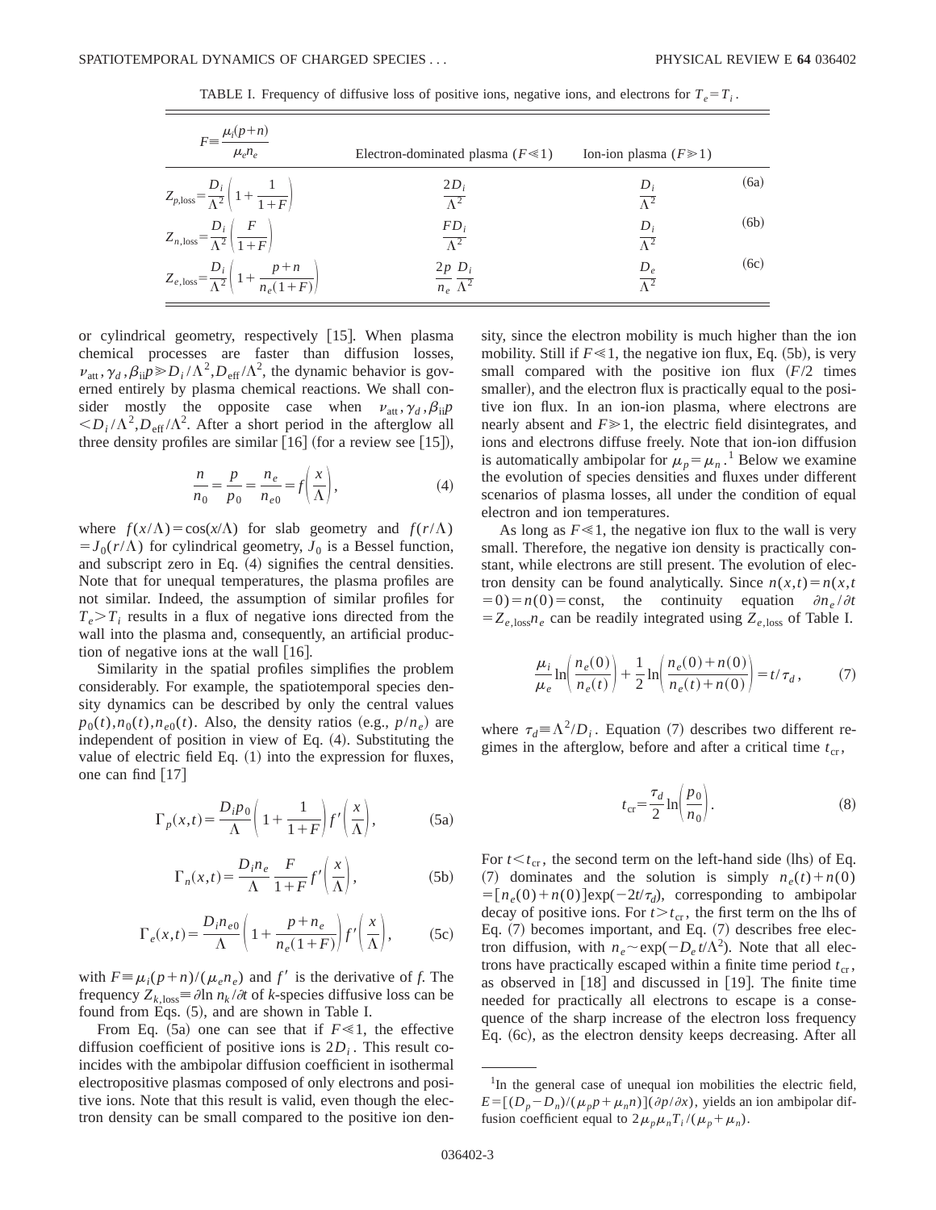TABLE I. Frequency of diffusive loss of positive ions, negative ions, and electrons for $T_e = T_i$.

| $F \equiv \frac{\mu_i(p+n)}{\mu_e n_e}$ | Electron-dominated plasma ($F \ll 1$) | Ion-ion plasma ($F \gg 1$) | |
|---|---|---|---|
| $Z_{p,\mathrm{loss}} = \frac{D_i}{\Lambda^2}\left(1 + \frac{1}{1+F}\right)$ | $\frac{2D_i}{\Lambda^2}$ | $\frac{D_i}{\Lambda^2}$ | (6a) |
| $Z_{n,\mathrm{loss}} = \frac{D_i}{\Lambda^2}\left(\frac{F}{1+F}\right)$ | $\frac{FD_i}{\Lambda^2}$ | $\frac{D_i}{\Lambda^2}$ | (6b) |
| $Z_{e,\mathrm{loss}} = \frac{D_i}{\Lambda^2}\left(1 + \frac{p+n}{n_e(1+F)}\right)$ | $\frac{2p}{n_e}\frac{D_i}{\Lambda^2}$ | $\frac{D_e}{\Lambda^2}$ | (6c) |

or cylindrical geometry, respectively [15]. When plasma chemical processes are faster than diffusion losses, $\nu_{\mathrm{att}}, \gamma_d, \beta_{\mathrm{ii}}p \gg D_i/\Lambda^2, D_{\mathrm{eff}}/\Lambda^2$, the dynamic behavior is governed entirely by plasma chemical reactions. We shall consider mostly the opposite case when $\nu_{\mathrm{att}}, \gamma_d, \beta_{\mathrm{ii}}p < D_i/\Lambda^2, D_{\mathrm{eff}}/\Lambda^2$. After a short period in the afterglow all three density profiles are similar [16] (for a review see [15]),

$$\frac{n}{n_0} = \frac{p}{p_0} = \frac{n_e}{n_{e0}} = f\left(\frac{x}{\Lambda}\right), \tag{4}$$

where $f(x/\Lambda) = \cos(x/\Lambda)$ for slab geometry and $f(r/\Lambda) = J_0(r/\Lambda)$ for cylindrical geometry, $J_0$ is a Bessel function, and subscript zero in Eq. (4) signifies the central densities. Note that for unequal temperatures, the plasma profiles are not similar. Indeed, the assumption of similar profiles for $T_e > T_i$ results in a flux of negative ions directed from the wall into the plasma and, consequently, an artificial production of negative ions at the wall [16].

Similarity in the spatial profiles simplifies the problem considerably. For example, the spatiotemporal species density dynamics can be described by only the central values $p_0(t), n_0(t), n_{e0}(t)$. Also, the density ratios (e.g., $p/n_e$) are independent of position in view of Eq. (4). Substituting the value of electric field Eq. (1) into the expression for fluxes, one can find [17]

$$\Gamma_p(x,t) = \frac{D_i p_0}{\Lambda}\left(1 + \frac{1}{1+F}\right) f'\left(\frac{x}{\Lambda}\right), \tag{5a}$$

$$\Gamma_n(x,t) = \frac{D_i n_e}{\Lambda}\frac{F}{1+F} f'\left(\frac{x}{\Lambda}\right), \tag{5b}$$

$$\Gamma_e(x,t) = \frac{D_i n_{e0}}{\Lambda}\left(1 + \frac{p+n_e}{n_e(1+F)}\right) f'\left(\frac{x}{\Lambda}\right), \tag{5c}$$

with $F \equiv \mu_i(p+n)/(\mu_e n_e)$ and $f'$ is the derivative of $f$. The frequency $Z_{k,\mathrm{loss}} \equiv \partial \ln n_k/\partial t$ of $k$-species diffusive loss can be found from Eqs. (5), and are shown in Table I.

From Eq. (5a) one can see that if $F \ll 1$, the effective diffusion coefficient of positive ions is $2D_i$. This result coincides with the ambipolar diffusion coefficient in isothermal electropositive plasmas composed of only electrons and positive ions. Note that this result is valid, even though the electron density can be small compared to the positive ion density, since the electron mobility is much higher than the ion mobility. Still if $F \ll 1$, the negative ion flux, Eq. (5b), is very small compared with the positive ion flux ($F/2$ times smaller), and the electron flux is practically equal to the positive ion flux. In an ion-ion plasma, where electrons are nearly absent and $F \gg 1$, the electric field disintegrates, and ions and electrons diffuse freely. Note that ion-ion diffusion is automatically ambipolar for $\mu_p = \mu_n$.[1] Below we examine the evolution of species densities and fluxes under different scenarios of plasma losses, all under the condition of equal electron and ion temperatures.

As long as $F \ll 1$, the negative ion flux to the wall is very small. Therefore, the negative ion density is practically constant, while electrons are still present. The evolution of electron density can be found analytically. Since $n(x,t) = n(x,t=0) = n(0) = \mathrm{const}$, the continuity equation $\partial n_e/\partial t = Z_{e,\mathrm{loss}} n_e$ can be readily integrated using $Z_{e,\mathrm{loss}}$ of Table I.

$$\frac{\mu_i}{\mu_e}\ln\left(\frac{n_e(0)}{n_e(t)}\right) + \frac{1}{2}\ln\left(\frac{n_e(0)+n(0)}{n_e(t)+n(0)}\right) = t/\tau_d, \tag{7}$$

where $\tau_d \equiv \Lambda^2/D_i$. Equation (7) describes two different regimes in the afterglow, before and after a critical time $t_{\mathrm{cr}}$,

$$t_{\mathrm{cr}} = \frac{\tau_d}{2}\ln\left(\frac{p_0}{n_0}\right). \tag{8}$$

For $t < t_{\mathrm{cr}}$, the second term on the left-hand side (lhs) of Eq. (7) dominates and the solution is simply $n_e(t) + n(0) = [n_e(0) + n(0)]\exp(-2t/\tau_d)$, corresponding to ambipolar decay of positive ions. For $t > t_{\mathrm{cr}}$, the first term on the lhs of Eq. (7) becomes important, and Eq. (7) describes free electron diffusion, with $n_e \sim \exp(-D_e t/\Lambda^2)$. Note that all electrons have practically escaped within a finite time period $t_{\mathrm{cr}}$, as observed in [18] and discussed in [19]. The finite time needed for practically all electrons to escape is a consequence of the sharp increase of the electron loss frequency Eq. (6c), as the electron density keeps decreasing. After all

---

[1] In the general case of unequal ion mobilities the electric field, $E = [(D_p - D_n)/(\mu_p p + \mu_n n)](\partial p/\partial x)$, yields an ion ambipolar diffusion coefficient equal to $2\mu_p\mu_n T_i/(\mu_p + \mu_n)$.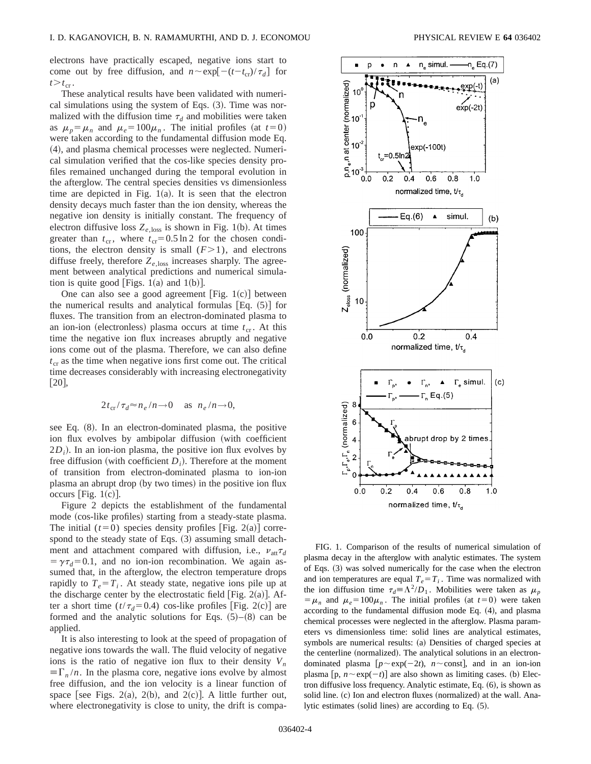electrons have practically escaped, negative ions start to come out by free diffusion, and $n \sim \exp[-(t-t_{cr})/\tau_d]$ for $t > t_{cr}$.

These analytical results have been validated with numerical simulations using the system of Eqs. (3). Time was normalized with the diffusion time $\tau_d$ and mobilities were taken as $\mu_p = \mu_n$ and $\mu_e = 100\mu_n$. The initial profiles (at $t=0$) were taken according to the fundamental diffusion mode Eq. (4), and plasma chemical processes were neglected. Numerical simulation verified that the cos-like species density profiles remained unchanged during the temporal evolution in the afterglow. The central species densities vs dimensionless time are depicted in Fig. 1(a). It is seen that the electron density decays much faster than the ion density, whereas the negative ion density is initially constant. The frequency of electron diffusive loss $Z_{e,\mathrm{loss}}$ is shown in Fig. 1(b). At times greater than $t_{cr}$, where $t_{cr} = 0.5\ln 2$ for the chosen conditions, the electron density is small ($F > 1$), and electrons diffuse freely, therefore $Z_{e,\mathrm{loss}}$ increases sharply. The agreement between analytical predictions and numerical simulation is quite good [Figs. 1(a) and 1(b)].

One can also see a good agreement [Fig. 1(c)] between the numerical results and analytical formulas [Eq. (5)] for fluxes. The transition from an electron-dominated plasma to an ion-ion (electronless) plasma occurs at time $t_{cr}$. At this time the negative ion flux increases abruptly and negative ions come out of the plasma. Therefore, we can also define $t_{cr}$ as the time when negative ions first come out. The critical time decreases considerably with increasing electronegativity [20],

$$2t_{cr}/\tau_d \approx n_e/n \to 0 \quad \text{as} \quad n_e/n \to 0,$$

see Eq. (8). In an electron-dominated plasma, the positive ion flux evolves by ambipolar diffusion (with coefficient $2D_i$). In an ion-ion plasma, the positive ion flux evolves by free diffusion (with coefficient $D_i$). Therefore at the moment of transition from electron-dominated plasma to ion-ion plasma an abrupt drop (by two times) in the positive ion flux occurs [Fig. 1(c)].

Figure 2 depicts the establishment of the fundamental mode (cos-like profiles) starting from a steady-state plasma. The initial ($t=0$) species density profiles [Fig. 2(a)] correspond to the steady state of Eqs. (3) assuming small detachment and attachment compared with diffusion, i.e., $\nu_{att}\tau_d = \gamma\tau_d = 0.1$, and no ion-ion recombination. We again assumed that, in the afterglow, the electron temperature drops rapidly to $T_e = T_i$. At steady state, negative ions pile up at the discharge center by the electrostatic field [Fig. 2(a)]. After a short time ($t/\tau_d = 0.4$) cos-like profiles [Fig. 2(c)] are formed and the analytic solutions for Eqs. (5)–(8) can be applied.

It is also interesting to look at the speed of propagation of negative ions towards the wall. The fluid velocity of negative ions is the ratio of negative ion flux to their density $V_n \equiv \Gamma_n/n$. In the plasma core, negative ions evolve by almost free diffusion, and the ion velocity is a linear function of space [see Figs. 2(a), 2(b), and 2(c)]. A little further out, where electronegativity is close to unity, the drift is compa-

FIG. 1. Comparison of the results of numerical simulation of plasma decay in the afterglow with analytic estimates. The system of Eqs. (3) was solved numerically for the case when the electron and ion temperatures are equal $T_e = T_i$. Time was normalized with the ion diffusion time $\tau_d \equiv \Lambda^2/D_1$. Mobilities were taken as $\mu_p = \mu_n$ and $\mu_e = 100\mu_n$. The initial profiles (at $t=0$) were taken according to the fundamental diffusion mode Eq. (4), and plasma chemical processes were neglected in the afterglow. Plasma parameters vs dimensionless time: solid lines are analytical estimates, symbols are numerical results: (a) Densities of charged species at the centerline (normalized). The analytical solutions in an electron-dominated plasma [$p \sim \exp(-2t)$, $n \sim$ const], and in an ion-ion plasma [p, $n \sim \exp(-t)$] are also shown as limiting cases. (b) Electron diffusive loss frequency. Analytic estimate, Eq. (6), is shown as solid line. (c) Ion and electron fluxes (normalized) at the wall. Analytic estimates (solid lines) are according to Eq. (5).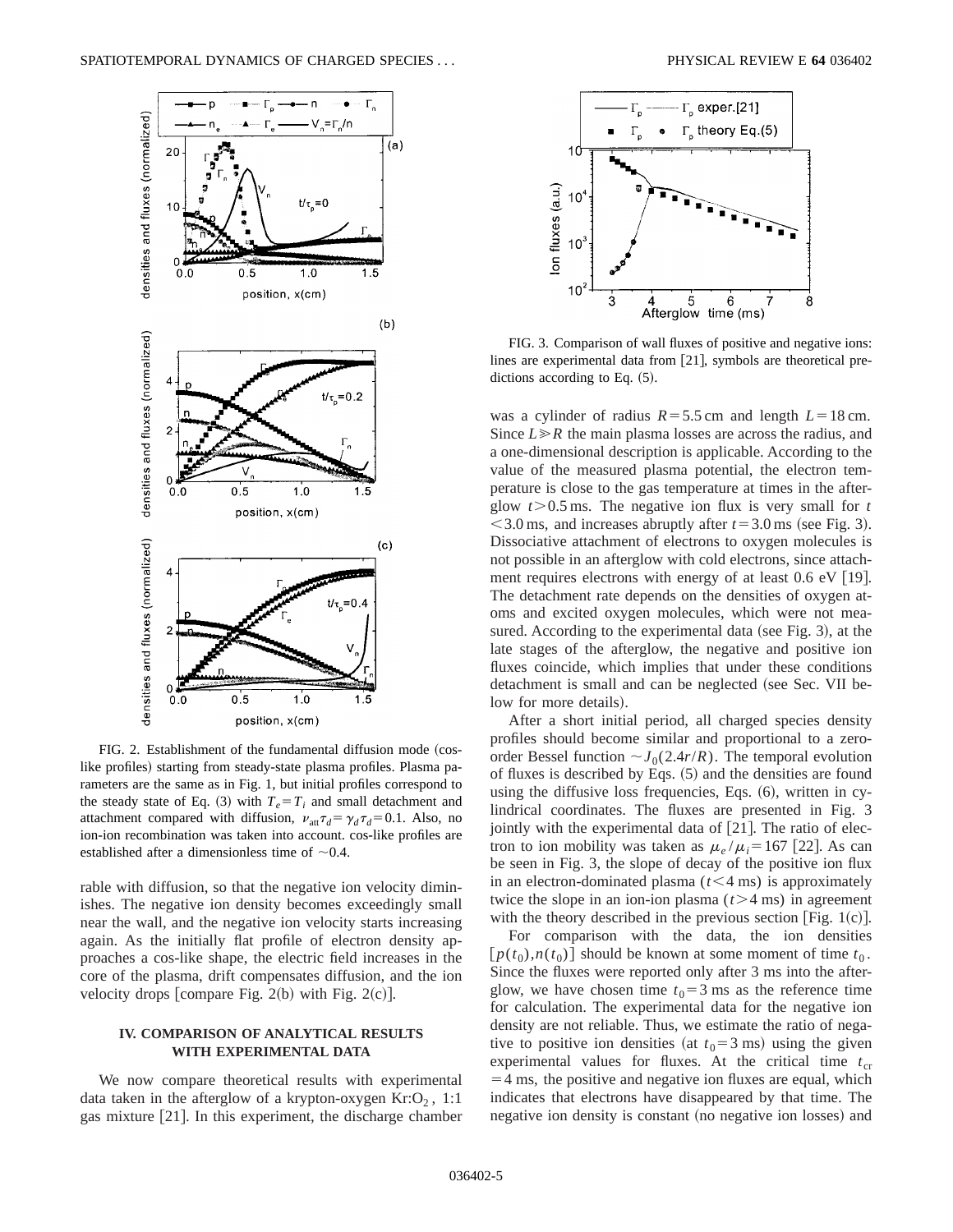FIG. 2. Establishment of the fundamental diffusion mode (cos-like profiles) starting from steady-state plasma profiles. Plasma parameters are the same as in Fig. 1, but initial profiles correspond to the steady state of Eq. (3) with $T_e = T_i$ and small detachment and attachment compared with diffusion, $\nu_{att}\tau_d = \gamma_d \tau_d = 0.1$. Also, no ion-ion recombination was taken into account. cos-like profiles are established after a dimensionless time of $\sim 0.4$.

rable with diffusion, so that the negative ion velocity diminishes. The negative ion density becomes exceedingly small near the wall, and the negative ion velocity starts increasing again. As the initially flat profile of electron density approaches a cos-like shape, the electric field increases in the core of the plasma, drift compensates diffusion, and the ion velocity drops [compare Fig. 2(b) with Fig. 2(c)].

## IV. COMPARISON OF ANALYTICAL RESULTS WITH EXPERIMENTAL DATA

We now compare theoretical results with experimental data taken in the afterglow of a krypton-oxygen $Kr:O_2$, 1:1 gas mixture [21]. In this experiment, the discharge chamber was a cylinder of radius $R = 5.5$ cm and length $L = 18$ cm. Since $L \gg R$ the main plasma losses are across the radius, and a one-dimensional description is applicable. According to the value of the measured plasma potential, the electron temperature is close to the gas temperature at times in the afterglow $t > 0.5$ ms. The negative ion flux is very small for $t < 3.0$ ms, and increases abruptly after $t = 3.0$ ms (see Fig. 3). Dissociative attachment of electrons to oxygen molecules is not possible in an afterglow with cold electrons, since attachment requires electrons with energy of at least 0.6 eV [19]. The detachment rate depends on the densities of oxygen atoms and excited oxygen molecules, which were not measured. According to the experimental data (see Fig. 3), at the late stages of the afterglow, the negative and positive ion fluxes coincide, which implies that under these conditions detachment is small and can be neglected (see Sec. VII below for more details).

FIG. 3. Comparison of wall fluxes of positive and negative ions: lines are experimental data from [21], symbols are theoretical predictions according to Eq. (5).

After a short initial period, all charged species density profiles should become similar and proportional to a zero-order Bessel function $\sim J_0(2.4r/R)$. The temporal evolution of fluxes is described by Eqs. (5) and the densities are found using the diffusive loss frequencies, Eqs. (6), written in cylindrical coordinates. The fluxes are presented in Fig. 3 jointly with the experimental data of [21]. The ratio of electron to ion mobility was taken as $\mu_e/\mu_i = 167$ [22]. As can be seen in Fig. 3, the slope of decay of the positive ion flux in an electron-dominated plasma ($t < 4$ ms) is approximately twice the slope in an ion-ion plasma ($t > 4$ ms) in agreement with the theory described in the previous section [Fig. 1(c)].

For comparison with the data, the ion densities $[p(t_0), n(t_0)]$ should be known at some moment of time $t_0$. Since the fluxes were reported only after 3 ms into the afterglow, we have chosen time $t_0 = 3$ ms as the reference time for calculation. The experimental data for the negative ion density are not reliable. Thus, we estimate the ratio of negative to positive ion densities (at $t_0 = 3$ ms) using the given experimental values for fluxes. At the critical time $t_{cr} = 4$ ms, the positive and negative ion fluxes are equal, which indicates that electrons have disappeared by that time. The negative ion density is constant (no negative ion losses) and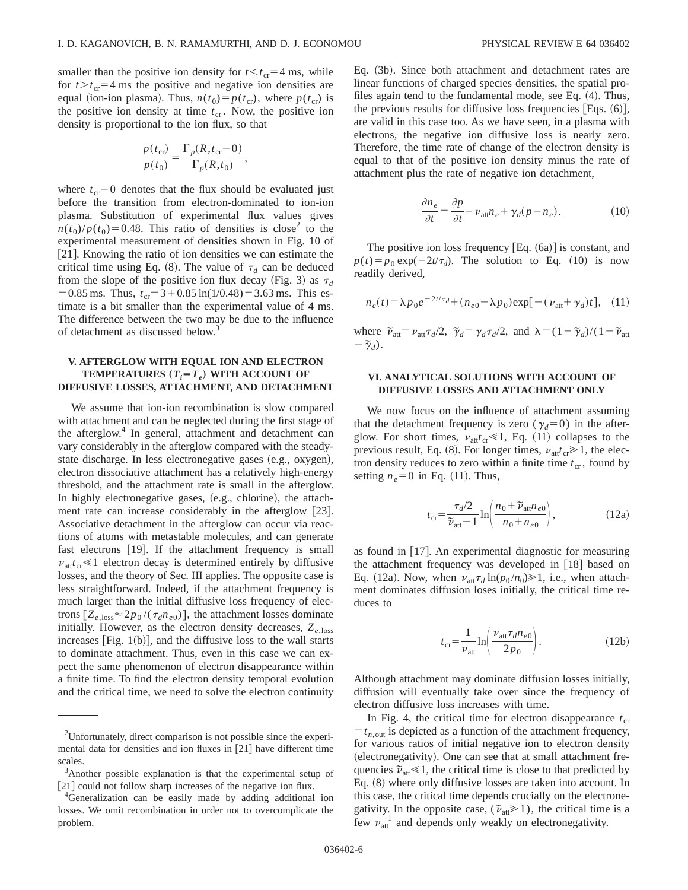smaller than the positive ion density for $t < t_{cr} = 4$ ms, while for $t > t_{cr} = 4$ ms the positive and negative ion densities are equal (ion-ion plasma). Thus, $n(t_0) = p(t_{cr})$, where $p(t_{cr})$ is the positive ion density at time $t_{cr}$. Now, the positive ion density is proportional to the ion flux, so that

$$\frac{p(t_{cr})}{p(t_0)} = \frac{\Gamma_p(R, t_{cr} - 0)}{\Gamma_p(R, t_0)},$$

where $t_{cr} - 0$ denotes that the flux should be evaluated just before the transition from electron-dominated to ion-ion plasma. Substitution of experimental flux values gives $n(t_0)/p(t_0) = 0.48$. This ratio of densities is close[2] to the experimental measurement of densities shown in Fig. 10 of [21]. Knowing the ratio of ion densities we can estimate the critical time using Eq. (8). The value of $\tau_d$ can be deduced from the slope of the positive ion flux decay (Fig. 3) as $\tau_d = 0.85$ ms. Thus, $t_{cr} = 3 + 0.85 \ln(1/0.48) = 3.63$ ms. This estimate is a bit smaller than the experimental value of 4 ms. The difference between the two may be due to the influence of detachment as discussed below.[3]

## V. AFTERGLOW WITH EQUAL ION AND ELECTRON TEMPERATURES ($T_i = T_e$) WITH ACCOUNT OF DIFFUSIVE LOSSES, ATTACHMENT, AND DETACHMENT

We assume that ion-ion recombination is slow compared with attachment and can be neglected during the first stage of the afterglow.[4] In general, attachment and detachment can vary considerably in the afterglow compared with the steady-state discharge. In less electronegative gases (e.g., oxygen), electron dissociative attachment has a relatively high-energy threshold, and the attachment rate is small in the afterglow. In highly electronegative gases, (e.g., chlorine), the attachment rate can increase considerably in the afterglow [23]. Associative detachment in the afterglow can occur via reactions of atoms with metastable molecules, and can generate fast electrons [19]. If the attachment frequency is small $\nu_{att} t_{cr} \ll 1$ electron decay is determined entirely by diffusive losses, and the theory of Sec. III applies. The opposite case is less straightforward. Indeed, if the attachment frequency is much larger than the initial diffusive loss frequency of electrons $[Z_{e,loss} \approx 2p_0/(\tau_d n_{e0})]$, the attachment losses dominate initially. However, as the electron density decreases, $Z_{e,loss}$ increases [Fig. 1(b)], and the diffusive loss to the wall starts to dominate attachment. Thus, even in this case we can expect the same phenomenon of electron disappearance within a finite time. To find the electron density temporal evolution and the critical time, we need to solve the electron continuity Eq. (3b). Since both attachment and detachment rates are linear functions of charged species densities, the spatial profiles again tend to the fundamental mode, see Eq. (4). Thus, the previous results for diffusive loss frequencies [Eqs. (6)], are valid in this case too. As we have seen, in a plasma with electrons, the negative ion diffusive loss is nearly zero. Therefore, the time rate of change of the electron density is equal to that of the positive ion density minus the rate of attachment plus the rate of negative ion detachment,

$$\frac{\partial n_e}{\partial t} = \frac{\partial p}{\partial t} - \nu_{att} n_e + \gamma_d (p - n_e). \tag{10}$$

The positive ion loss frequency [Eq. (6a)] is constant, and $p(t) = p_0 \exp(-2t/\tau_d)$. The solution to Eq. (10) is now readily derived,

$$n_e(t) = \lambda p_0 e^{-2t/\tau_d} + (n_{e0} - \lambda p_0) \exp[-(\nu_{att} + \gamma_d)t], \tag{11}$$

where $\tilde{\nu}_{att} = \nu_{att}\tau_d/2$, $\tilde{\gamma}_d = \gamma_d \tau_d/2$, and $\lambda = (1 - \tilde{\gamma}_d)/(1 - \tilde{\nu}_{att} - \tilde{\gamma}_d)$.

## VI. ANALYTICAL SOLUTIONS WITH ACCOUNT OF DIFFUSIVE LOSSES AND ATTACHMENT ONLY

We now focus on the influence of attachment assuming that the detachment frequency is zero ($\gamma_d = 0$) in the afterglow. For short times, $\nu_{att} t_{cr} \ll 1$, Eq. (11) collapses to the previous result, Eq. (8). For longer times, $\nu_{att} t_{cr} \gg 1$, the electron density reduces to zero within a finite time $t_{cr}$, found by setting $n_e = 0$ in Eq. (11). Thus,

$$t_{cr} = \frac{\tau_d/2}{\tilde{\nu}_{att} - 1} \ln\left( \frac{n_0 + \tilde{\nu}_{att} n_{e0}}{n_0 + n_{e0}} \right), \tag{12a}$$

as found in [17]. An experimental diagnostic for measuring the attachment frequency was developed in [18] based on Eq. (12a). Now, when $\nu_{att}\tau_d \ln(p_0/n_0) \gg 1$, i.e., when attachment dominates diffusion loses initially, the critical time reduces to

$$t_{cr} = \frac{1}{\nu_{att}} \ln\left( \frac{\nu_{att}\tau_d n_{e0}}{2p_0} \right). \tag{12b}$$

Although attachment may dominate diffusion losses initially, diffusion will eventually take over since the frequency of electron diffusive loss increases with time.

In Fig. 4, the critical time for electron disappearance $t_{cr} = t_{n,out}$ is depicted as a function of the attachment frequency, for various ratios of initial negative ion to electron density (electronegativity). One can see that at small attachment frequencies $\tilde{\nu}_{att} \ll 1$, the critical time is close to that predicted by Eq. (8) where only diffusive losses are taken into account. In this case, the critical time depends crucially on the electronegativity. In the opposite case, ($\tilde{\nu}_{att} \gg 1$), the critical time is a few $\nu_{att}^{-1}$ and depends only weakly on electronegativity.

---

[2] Unfortunately, direct comparison is not possible since the experimental data for densities and ion fluxes in [21] have different time scales.

[3] Another possible explanation is that the experimental setup of [21] could not follow sharp increases of the negative ion flux.

[4] Generalization can be easily made by adding additional ion losses. We omit recombination in order not to overcomplicate the problem.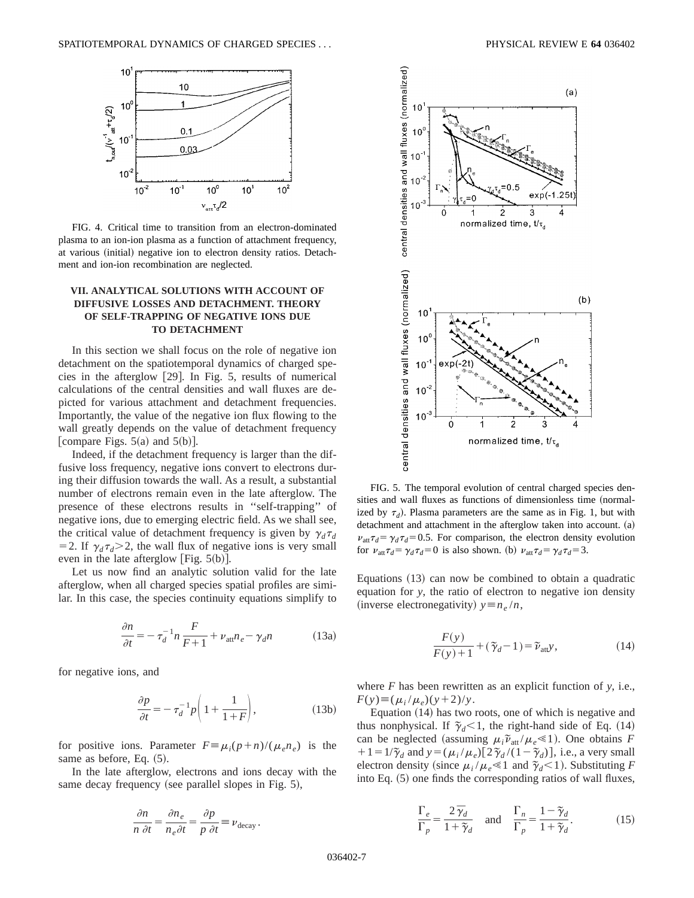FIG. 4. Critical time to transition from an electron-dominated plasma to an ion-ion plasma as a function of attachment frequency, at various (initial) negative ion to electron density ratios. Detachment and ion-ion recombination are neglected.

## VII. ANALYTICAL SOLUTIONS WITH ACCOUNT OF DIFFUSIVE LOSSES AND DETACHMENT. THEORY OF SELF-TRAPPING OF NEGATIVE IONS DUE TO DETACHMENT

In this section we shall focus on the role of negative ion detachment on the spatiotemporal dynamics of charged species in the afterglow [29]. In Fig. 5, results of numerical calculations of the central densities and wall fluxes are depicted for various attachment and detachment frequencies. Importantly, the value of the negative ion flux flowing to the wall greatly depends on the value of detachment frequency [compare Figs. 5(a) and 5(b)].

Indeed, if the detachment frequency is larger than the diffusive loss frequency, negative ions convert to electrons during their diffusion towards the wall. As a result, a substantial number of electrons remain even in the late afterglow. The presence of these electrons results in "self-trapping" of negative ions, due to emerging electric field. As we shall see, the critical value of detachment frequency is given by $\gamma_d \tau_d = 2$. If $\gamma_d \tau_d > 2$, the wall flux of negative ions is very small even in the late afterglow [Fig. 5(b)].

Let us now find an analytic solution valid for the late afterglow, when all charged species spatial profiles are similar. In this case, the species continuity equations simplify to

$$\frac{\partial n}{\partial t} = -\tau_d^{-1} n \frac{F}{F+1} + \nu_{\text{att}} n_e - \gamma_d n \tag{13a}$$

for negative ions, and

$$\frac{\partial p}{\partial t} = -\tau_d^{-1} p \left(1 + \frac{1}{1+F}\right), \tag{13b}$$

for positive ions. Parameter $F \equiv \mu_i(p+n)/(\mu_e n_e)$ is the same as before, Eq. (5).

In the late afterglow, electrons and ions decay with the same decay frequency (see parallel slopes in Fig. 5),

$$\frac{\partial n}{n\,\partial t} = \frac{\partial n_e}{n_e \partial t} = \frac{\partial p}{p\,\partial t} \equiv \nu_{\text{decay}}.$$

FIG. 5. The temporal evolution of central charged species densities and wall fluxes as functions of dimensionless time (normalized by $\tau_d$). Plasma parameters are the same as in Fig. 1, but with detachment and attachment in the afterglow taken into account. (a) $\nu_{\text{att}} \tau_d = \gamma_d \tau_d = 0.5$. For comparison, the electron density evolution for $\nu_{\text{att}} \tau_d = \gamma_d \tau_d = 0$ is also shown. (b) $\nu_{\text{att}} \tau_d = \gamma_d \tau_d = 3$.

Equations (13) can now be combined to obtain a quadratic equation for $y$, the ratio of electron to negative ion density (inverse electronegativity) $y \equiv n_e/n$,

$$\frac{F(y)}{F(y)+1} + (\tilde{\gamma}_d - 1) = \tilde{\nu}_{\text{att}} y, \tag{14}$$

where $F$ has been rewritten as an explicit function of $y$, i.e., $F(y) \equiv (\mu_i/\mu_e)(y+2)/y$.

Equation (14) has two roots, one of which is negative and thus nonphysical. If $\tilde{\gamma}_d < 1$, the right-hand side of Eq. (14) can be neglected (assuming $\mu_i \tilde{\nu}_{\text{att}}/\mu_e \ll 1$). One obtains $F + 1 = 1/\tilde{\gamma}_d$ and $y = (\mu_i/\mu_e)[2\tilde{\gamma}_d/(1-\tilde{\gamma}_d)]$, i.e., a very small electron density (since $\mu_i/\mu_e \ll 1$ and $\tilde{\gamma}_d < 1$). Substituting $F$ into Eq. (5) one finds the corresponding ratios of wall fluxes,

$$\frac{\Gamma_e}{\Gamma_p} = \frac{2\tilde{\gamma}_d}{1+\tilde{\gamma}_d} \quad \text{and} \quad \frac{\Gamma_n}{\Gamma_p} = \frac{1-\tilde{\gamma}_d}{1+\tilde{\gamma}_d}. \tag{15}$$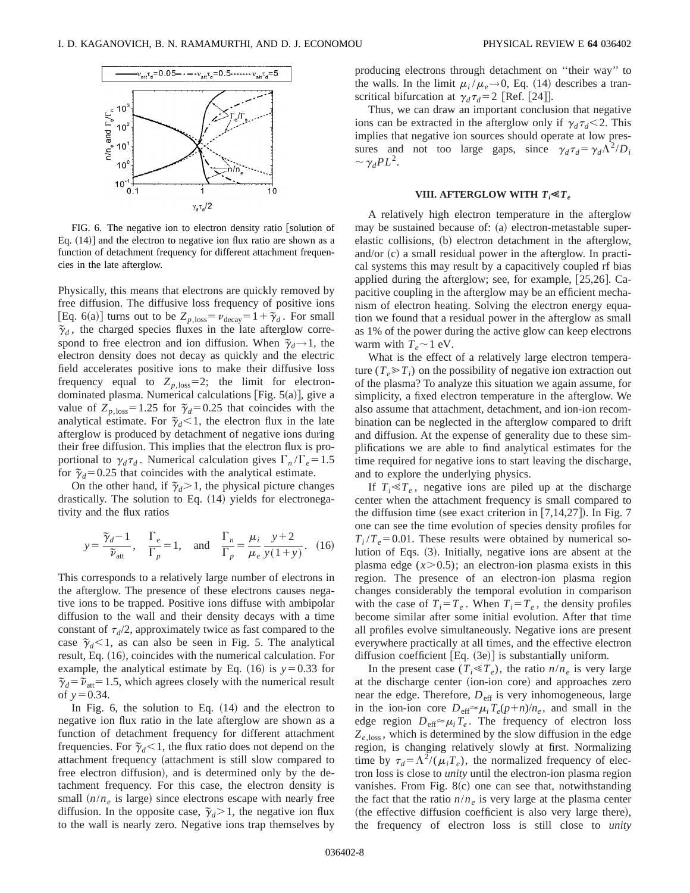FIG. 6. The negative ion to electron density ratio [solution of Eq. (14)] and the electron to negative ion flux ratio are shown as a function of detachment frequency for different attachment frequencies in the late afterglow.

Physically, this means that electrons are quickly removed by free diffusion. The diffusive loss frequency of positive ions [Eq. 6(a)] turns out to be $Z_{p,\text{loss}} = \nu_{\text{decay}} = 1 + \tilde{\gamma}_d$. For small $\tilde{\gamma}_d$, the charged species fluxes in the late afterglow correspond to free electron and ion diffusion. When $\tilde{\gamma}_d \rightarrow 1$, the electron density does not decay as quickly and the electric field accelerates positive ions to make their diffusive loss frequency equal to $Z_{p,\text{loss}} = 2$; the limit for electron-dominated plasma. Numerical calculations [Fig. 5(a)], give a value of $Z_{p,\text{loss}} = 1.25$ for $\tilde{\gamma}_d = 0.25$ that coincides with the analytical estimate. For $\tilde{\gamma}_d < 1$, the electron flux in the late afterglow is produced by detachment of negative ions during their free diffusion. This implies that the electron flux is proportional to $\gamma_d \tau_d$. Numerical calculation gives $\Gamma_n / \Gamma_e = 1.5$ for $\tilde{\gamma}_d = 0.25$ that coincides with the analytical estimate.

On the other hand, if $\tilde{\gamma}_d > 1$, the physical picture changes drastically. The solution to Eq. (14) yields for electronegativity and the flux ratios

$$y = \frac{\tilde{\gamma}_d - 1}{\tilde{\nu}_{\text{att}}}, \quad \frac{\Gamma_e}{\Gamma_p} = 1, \quad \text{and} \quad \frac{\Gamma_n}{\Gamma_p} = \frac{\mu_i}{\mu_e} \frac{y+2}{y(1+y)}. \quad (16)$$

This corresponds to a relatively large number of electrons in the afterglow. The presence of these electrons causes negative ions to be trapped. Positive ions diffuse with ambipolar diffusion to the wall and their density decays with a time constant of $\tau_d/2$, approximately twice as fast compared to the case $\tilde{\gamma}_d < 1$, as can also be seen in Fig. 5. The analytical result, Eq. (16), coincides with the numerical calculation. For example, the analytical estimate by Eq. (16) is $y = 0.33$ for $\tilde{\gamma}_d = \tilde{\nu}_{\text{att}} = 1.5$, which agrees closely with the numerical result of $y = 0.34$.

In Fig. 6, the solution to Eq. (14) and the electron to negative ion flux ratio in the late afterglow are shown as a function of detachment frequency for different attachment frequencies. For $\tilde{\gamma}_d < 1$, the flux ratio does not depend on the attachment frequency (attachment is still slow compared to free electron diffusion), and is determined only by the detachment frequency. For this case, the electron density is small ($n/n_e$ is large) since electrons escape with nearly free diffusion. In the opposite case, $\tilde{\gamma}_d > 1$, the negative ion flux to the wall is nearly zero. Negative ions trap themselves by producing electrons through detachment on "their way" to the walls. In the limit $\mu_i / \mu_e \rightarrow 0$, Eq. (14) describes a transcritical bifurcation at $\gamma_d \tau_d = 2$ [Ref. [24]].

Thus, we can draw an important conclusion that negative ions can be extracted in the afterglow only if $\gamma_d \tau_d < 2$. This implies that negative ion sources should operate at low pressures and not too large gaps, since $\gamma_d \tau_d = \gamma_d \Lambda^2 / D_i \sim \gamma_d P L^2$.

## VIII. AFTERGLOW WITH $T_i \ll T_e$

A relatively high electron temperature in the afterglow may be sustained because of: (a) electron-metastable superelastic collisions, (b) electron detachment in the afterglow, and/or (c) a small residual power in the afterglow. In practical systems this may result by a capacitively coupled rf bias applied during the afterglow; see, for example, [25,26]. Capacitive coupling in the afterglow may be an efficient mechanism of electron heating. Solving the electron energy equation we found that a residual power in the afterglow as small as 1% of the power during the active glow can keep electrons warm with $T_e \sim 1$ eV.

What is the effect of a relatively large electron temperature ($T_e \gg T_i$) on the possibility of negative ion extraction out of the plasma? To analyze this situation we again assume, for simplicity, a fixed electron temperature in the afterglow. We also assume that attachment, detachment, and ion-ion recombination can be neglected in the afterglow compared to drift and diffusion. At the expense of generality due to these simplifications we are able to find analytical estimates for the time required for negative ions to start leaving the discharge, and to explore the underlying physics.

If $T_i \ll T_e$, negative ions are piled up at the discharge center when the attachment frequency is small compared to the diffusion time (see exact criterion in [7,14,27]). In Fig. 7 one can see the time evolution of species density profiles for $T_i / T_e = 0.01$. These results were obtained by numerical solution of Eqs. (3). Initially, negative ions are absent at the plasma edge ($x > 0.5$); an electron-ion plasma exists in this region. The presence of an electron-ion plasma region changes considerably the temporal evolution in comparison with the case of $T_i = T_e$. When $T_i = T_e$, the density profiles become similar after some initial evolution. After that time all profiles evolve simultaneously. Negative ions are present everywhere practically at all times, and the effective electron diffusion coefficient [Eq. (3e)] is substantially uniform.

In the present case ($T_i \ll T_e$), the ratio $n/n_e$ is very large at the discharge center (ion-ion core) and approaches zero near the edge. Therefore, $D_{\text{eff}}$ is very inhomogeneous, large in the ion-ion core $D_{\text{eff}} \approx \mu_i T_e (p+n)/n_e$, and small in the edge region $D_{\text{eff}} \approx \mu_i T_e$. The frequency of electron loss $Z_{e,\text{loss}}$, which is determined by the slow diffusion in the edge region, is changing relatively slowly at first. Normalizing time by $\tau_d = \Lambda^2 / (\mu_i T_e)$, the normalized frequency of electron loss is close to *unity* until the electron-ion plasma region vanishes. From Fig. 8(c) one can see that, notwithstanding the fact that the ratio $n/n_e$ is very large at the plasma center (the effective diffusion coefficient is also very large there), the frequency of electron loss is still close to *unity*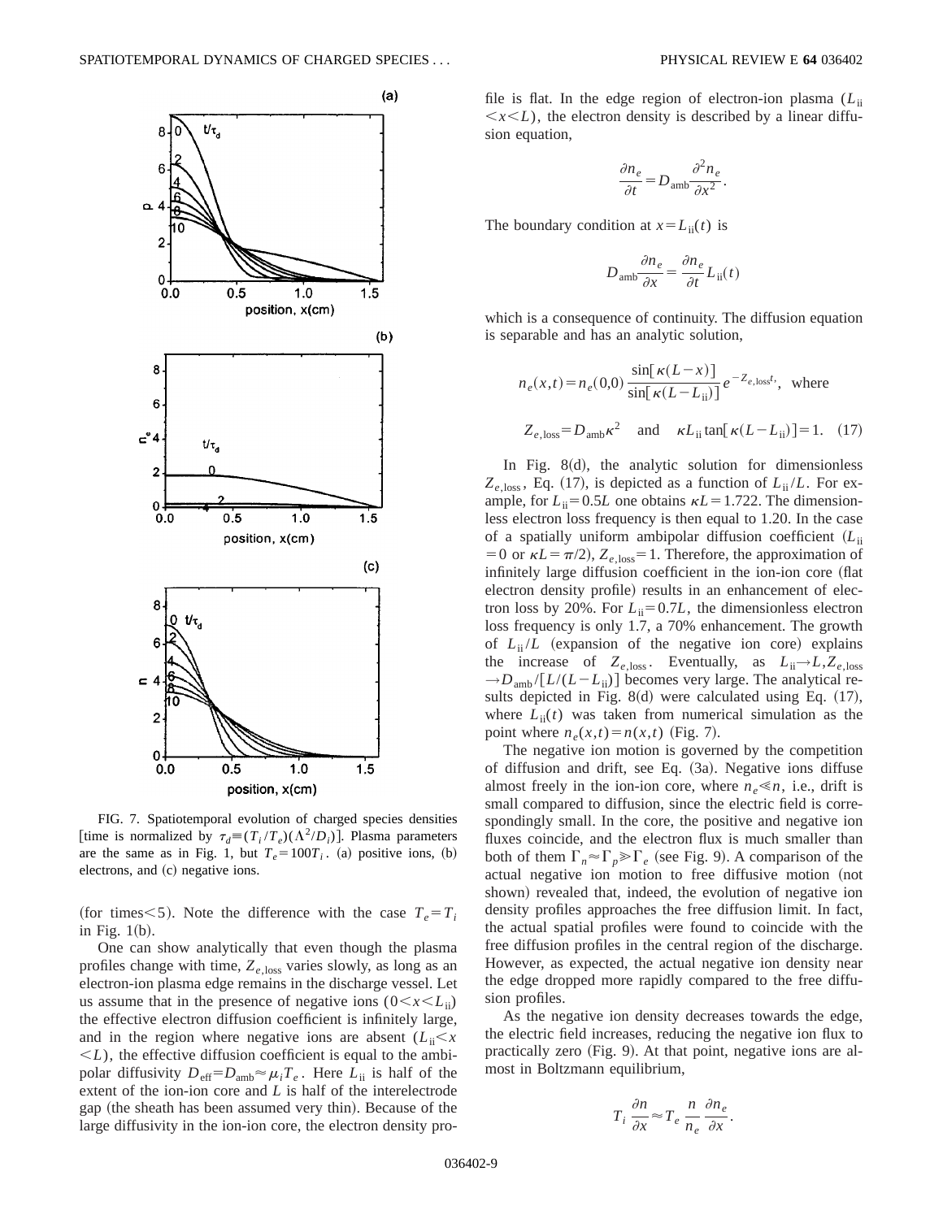FIG. 7. Spatiotemporal evolution of charged species densities [time is normalized by $\tau_d \equiv (T_i/T_e)(\Lambda^2/D_i)$]. Plasma parameters are the same as in Fig. 1, but $T_e = 100T_i$. (a) positive ions, (b) electrons, and (c) negative ions.

(for times<5). Note the difference with the case $T_e = T_i$ in Fig. 1(b).

One can show analytically that even though the plasma profiles change with time, $Z_{e,\mathrm{loss}}$ varies slowly, as long as an electron-ion plasma edge remains in the discharge vessel. Let us assume that in the presence of negative ions ($0 < x < L_{\mathrm{ii}}$) the effective electron diffusion coefficient is infinitely large, and in the region where negative ions are absent ($L_{\mathrm{ii}} < x < L$), the effective diffusion coefficient is equal to the ambipolar diffusivity $D_{\mathrm{eff}} = D_{\mathrm{amb}} \approx \mu_i T_e$. Here $L_{\mathrm{ii}}$ is half of the extent of the ion-ion core and $L$ is half of the interelectrode gap (the sheath has been assumed very thin). Because of the large diffusivity in the ion-ion core, the electron density profile is flat. In the edge region of electron-ion plasma ($L_{\mathrm{ii}} < x < L$), the electron density is described by a linear diffusion equation,

$$\frac{\partial n_e}{\partial t} = D_{\mathrm{amb}} \frac{\partial^2 n_e}{\partial x^2}.$$

The boundary condition at $x = L_{\mathrm{ii}}(t)$ is

$$D_{\mathrm{amb}} \frac{\partial n_e}{\partial x} = \frac{\partial n_e}{\partial t} L_{\mathrm{ii}}(t)$$

which is a consequence of continuity. The diffusion equation is separable and has an analytic solution,

$$n_e(x,t) = n_e(0,0) \frac{\sin[\kappa(L-x)]}{\sin[\kappa(L-L_{\mathrm{ii}})]} e^{-Z_{e,\mathrm{loss}}t}, \quad \text{where}$$

$$Z_{e,\mathrm{loss}} = D_{\mathrm{amb}} \kappa^2 \quad \text{and} \quad \kappa L_{\mathrm{ii}} \tan[\kappa(L-L_{\mathrm{ii}})] = 1. \quad (17)$$

In Fig. 8(d), the analytic solution for dimensionless $Z_{e,\mathrm{loss}}$, Eq. (17), is depicted as a function of $L_{\mathrm{ii}}/L$. For example, for $L_{\mathrm{ii}} = 0.5L$ one obtains $\kappa L = 1.722$. The dimensionless electron loss frequency is then equal to 1.20. In the case of a spatially uniform ambipolar diffusion coefficient ($L_{\mathrm{ii}} = 0$ or $\kappa L = \pi/2$), $Z_{e,\mathrm{loss}} = 1$. Therefore, the approximation of infinitely large diffusion coefficient in the ion-ion core (flat electron density profile) results in an enhancement of electron loss by 20%. For $L_{\mathrm{ii}} = 0.7L$, the dimensionless electron loss frequency is only 1.7, a 70% enhancement. The growth of $L_{\mathrm{ii}}/L$ (expansion of the negative ion core) explains the increase of $Z_{e,\mathrm{loss}}$. Eventually, as $L_{\mathrm{ii}} \to L, Z_{e,\mathrm{loss}} \to D_{\mathrm{amb}}/[L/(L-L_{\mathrm{ii}})]$ becomes very large. The analytical results depicted in Fig. 8(d) were calculated using Eq. (17), where $L_{\mathrm{ii}}(t)$ was taken from numerical simulation as the point where $n_e(x,t) = n(x,t)$ (Fig. 7).

The negative ion motion is governed by the competition of diffusion and drift, see Eq. (3a). Negative ions diffuse almost freely in the ion-ion core, where $n_e \ll n$, i.e., drift is small compared to diffusion, since the electric field is correspondingly small. In the core, the positive and negative ion fluxes coincide, and the electron flux is much smaller than both of them $\Gamma_n \approx \Gamma_p \gg \Gamma_e$ (see Fig. 9). A comparison of the actual negative ion motion to free diffusive motion (not shown) revealed that, indeed, the evolution of negative ion density profiles approaches the free diffusion limit. In fact, the actual spatial profiles were found to coincide with the free diffusion profiles in the central region of the discharge. However, as expected, the actual negative ion density near the edge dropped more rapidly compared to the free diffusion profiles.

As the negative ion density decreases towards the edge, the electric field increases, reducing the negative ion flux to practically zero (Fig. 9). At that point, negative ions are almost in Boltzmann equilibrium,

$$T_i \frac{\partial n}{\partial x} \approx T_e \frac{n}{n_e} \frac{\partial n_e}{\partial x}.$$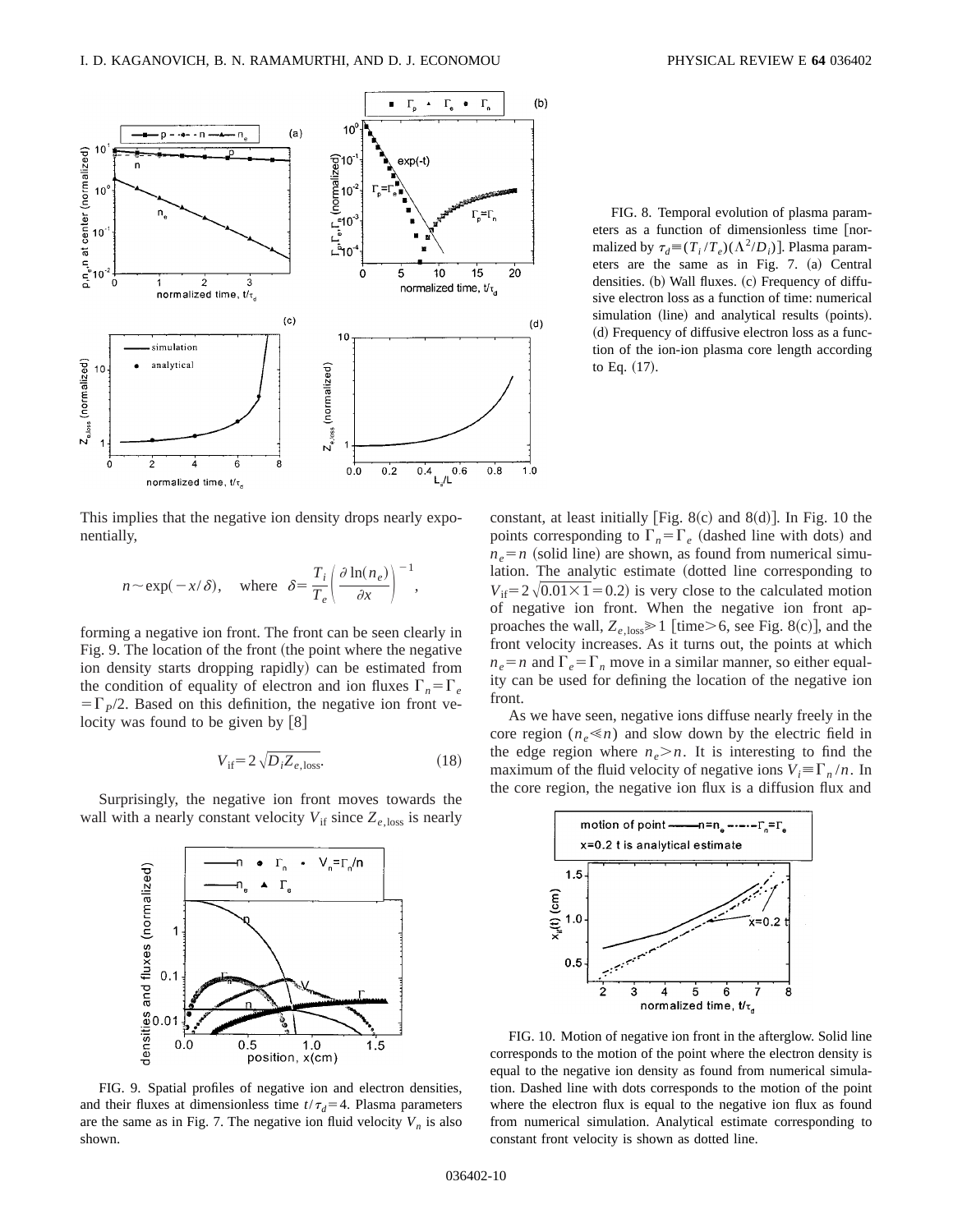FIG. 8. Temporal evolution of plasma parameters as a function of dimensionless time [normalized by $\tau_d \equiv (T_i/T_e)(\Lambda^2/D_i)$]. Plasma parameters are the same as in Fig. 7. (a) Central densities. (b) Wall fluxes. (c) Frequency of diffusive electron loss as a function of time: numerical simulation (line) and analytical results (points). (d) Frequency of diffusive electron loss as a function of the ion-ion plasma core length according to Eq. (17).

This implies that the negative ion density drops nearly exponentially,

$$n \sim \exp(-x/\delta), \quad \text{where} \quad \delta = \frac{T_i}{T_e}\left(\frac{\partial \ln(n_e)}{\partial x}\right)^{-1},$$

forming a negative ion front. The front can be seen clearly in Fig. 9. The location of the front (the point where the negative ion density starts dropping rapidly) can be estimated from the condition of equality of electron and ion fluxes $\Gamma_n = \Gamma_e = \Gamma_P/2$. Based on this definition, the negative ion front velocity was found to be given by [8]

$$V_{\text{if}} = 2\sqrt{D_i Z_{e,\text{loss}}}. \tag{18}$$

Surprisingly, the negative ion front moves towards the wall with a nearly constant velocity $V_{\text{if}}$ since $Z_{e,\text{loss}}$ is nearly constant, at least initially [Fig. 8(c) and 8(d)]. In Fig. 10 the points corresponding to $\Gamma_n = \Gamma_e$ (dashed line with dots) and $n_e = n$ (solid line) are shown, as found from numerical simulation. The analytic estimate (dotted line corresponding to $V_{\text{if}} = 2\sqrt{0.01 \times 1} = 0.2$) is very close to the calculated motion of negative ion front. When the negative ion front approaches the wall, $Z_{e,\text{loss}} \gg 1$ [time$>6$, see Fig. 8(c)], and the front velocity increases. As it turns out, the points at which $n_e = n$ and $\Gamma_e = \Gamma_n$ move in a similar manner, so either equality can be used for defining the location of the negative ion front.

As we have seen, negative ions diffuse nearly freely in the core region ($n_e \ll n$) and slow down by the electric field in the edge region where $n_e > n$. It is interesting to find the maximum of the fluid velocity of negative ions $V_i \equiv \Gamma_n/n$. In the core region, the negative ion flux is a diffusion flux and

FIG. 9. Spatial profiles of negative ion and electron densities, and their fluxes at dimensionless time $t/\tau_d = 4$. Plasma parameters are the same as in Fig. 7. The negative ion fluid velocity $V_n$ is also shown.

FIG. 10. Motion of negative ion front in the afterglow. Solid line corresponds to the motion of the point where the electron density is equal to the negative ion density as found from numerical simulation. Dashed line with dots corresponds to the motion of the point where the electron flux is equal to the negative ion flux as found from numerical simulation. Analytical estimate corresponding to constant front velocity is shown as dotted line.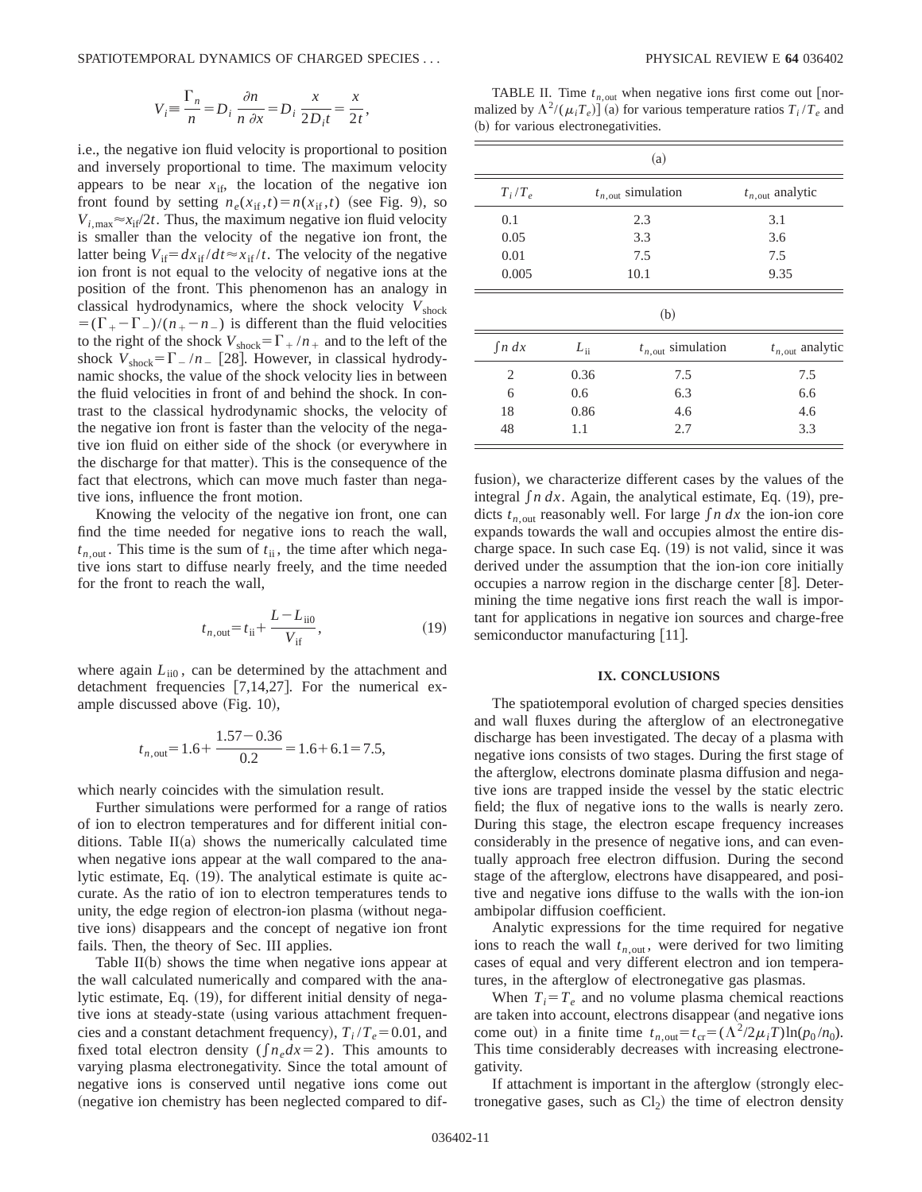$$V_i \equiv \frac{\Gamma_n}{n} = D_i \frac{\partial n}{n\,\partial x} = D_i \frac{x}{2D_i t} = \frac{x}{2t},$$

i.e., the negative ion fluid velocity is proportional to position and inversely proportional to time. The maximum velocity appears to be near $x_{\text{if}}$, the location of the negative ion front found by setting $n_e(x_{\text{if}},t) = n(x_{\text{if}},t)$ (see Fig. 9), so $V_{i,\max} \approx x_{\text{if}}/2t$. Thus, the maximum negative ion fluid velocity is smaller than the velocity of the negative ion front, the latter being $V_{\text{if}} = dx_{\text{if}}/dt \approx x_{\text{if}}/t$. The velocity of the negative ion front is not equal to the velocity of negative ions at the position of the front. This phenomenon has an analogy in classical hydrodynamics, where the shock velocity $V_{\text{shock}} = (\Gamma_+ - \Gamma_-)/(n_+ - n_-)$ is different than the fluid velocities to the right of the shock $V_{\text{shock}} = \Gamma_+/n_+$ and to the left of the shock $V_{\text{shock}} = \Gamma_-/n_-$ [28]. However, in classical hydrodynamic shocks, the value of the shock velocity lies in between the fluid velocities in front of and behind the shock. In contrast to the classical hydrodynamic shocks, the velocity of the negative ion front is faster than the velocity of the negative ion fluid on either side of the shock (or everywhere in the discharge for that matter). This is the consequence of the fact that electrons, which can move much faster than negative ions, influence the front motion.

Knowing the velocity of the negative ion front, one can find the time needed for negative ions to reach the wall, $t_{n,\text{out}}$. This time is the sum of $t_{\text{ii}}$, the time after which negative ions start to diffuse nearly freely, and the time needed for the front to reach the wall,

$$t_{n,\text{out}} = t_{\text{ii}} + \frac{L - L_{\text{ii}0}}{V_{\text{if}}}, \tag{19}$$

where again $L_{\text{ii}0}$, can be determined by the attachment and detachment frequencies [7,14,27]. For the numerical example discussed above (Fig. 10),

$$t_{n,\text{out}} = 1.6 + \frac{1.57 - 0.36}{0.2} = 1.6 + 6.1 = 7.5,$$

which nearly coincides with the simulation result.

Further simulations were performed for a range of ratios of ion to electron temperatures and for different initial conditions. Table II(a) shows the numerically calculated time when negative ions appear at the wall compared to the analytic estimate, Eq. (19). The analytical estimate is quite accurate. As the ratio of ion to electron temperatures tends to unity, the edge region of electron-ion plasma (without negative ions) disappears and the concept of negative ion front fails. Then, the theory of Sec. III applies.

Table II(b) shows the time when negative ions appear at the wall calculated numerically and compared with the analytic estimate, Eq. (19), for different initial density of negative ions at steady-state (using various attachment frequencies and a constant detachment frequency), $T_i/T_e = 0.01$, and fixed total electron density ($\int n_e dx = 2$). This amounts to varying plasma electronegativity. Since the total amount of negative ions is conserved until negative ions come out (negative ion chemistry has been neglected compared to diffusion), we characterize different cases by the values of the integral $\int n\, dx$. Again, the analytical estimate, Eq. (19), predicts $t_{n,\text{out}}$ reasonably well. For large $\int n\, dx$ the ion-ion core expands towards the wall and occupies almost the entire discharge space. In such case Eq. (19) is not valid, since it was derived under the assumption that the ion-ion core initially occupies a narrow region in the discharge center [8]. Determining the time negative ions first reach the wall is important for applications in negative ion sources and charge-free semiconductor manufacturing [11].

TABLE II. Time $t_{n,\text{out}}$ when negative ions first come out [normalized by $\Lambda^2/(\mu_i T_e)$] (a) for various temperature ratios $T_i/T_e$ and (b) for various electronegativities.

(a)

| $T_i/T_e$ | $t_{n,\text{out}}$ simulation | $t_{n,\text{out}}$ analytic |
|---|---|---|
| 0.1 | 2.3 | 3.1 |
| 0.05 | 3.3 | 3.6 |
| 0.01 | 7.5 | 7.5 |
| 0.005 | 10.1 | 9.35 |

(b)

| $\int n\, dx$ | $L_{\text{ii}}$ | $t_{n,\text{out}}$ simulation | $t_{n,\text{out}}$ analytic |
|---|---|---|---|
| 2 | 0.36 | 7.5 | 7.5 |
| 6 | 0.6 | 6.3 | 6.6 |
| 18 | 0.86 | 4.6 | 4.6 |
| 48 | 1.1 | 2.7 | 3.3 |

## IX. CONCLUSIONS

The spatiotemporal evolution of charged species densities and wall fluxes during the afterglow of an electronegative discharge has been investigated. The decay of a plasma with negative ions consists of two stages. During the first stage of the afterglow, electrons dominate plasma diffusion and negative ions are trapped inside the vessel by the static electric field; the flux of negative ions to the walls is nearly zero. During this stage, the electron escape frequency increases considerably in the presence of negative ions, and can eventually approach free electron diffusion. During the second stage of the afterglow, electrons have disappeared, and positive and negative ions diffuse to the walls with the ion-ion ambipolar diffusion coefficient.

Analytic expressions for the time required for negative ions to reach the wall $t_{n,\text{out}}$, were derived for two limiting cases of equal and very different electron and ion temperatures, in the afterglow of electronegative gas plasmas.

When $T_i = T_e$ and no volume plasma chemical reactions are taken into account, electrons disappear (and negative ions come out) in a finite time $t_{n,\text{out}} = t_{\text{cr}} = (\Lambda^2/2\mu_i T)\ln(p_0/n_0)$. This time considerably decreases with increasing electronegativity.

If attachment is important in the afterglow (strongly electronegative gases, such as $Cl_2$) the time of electron density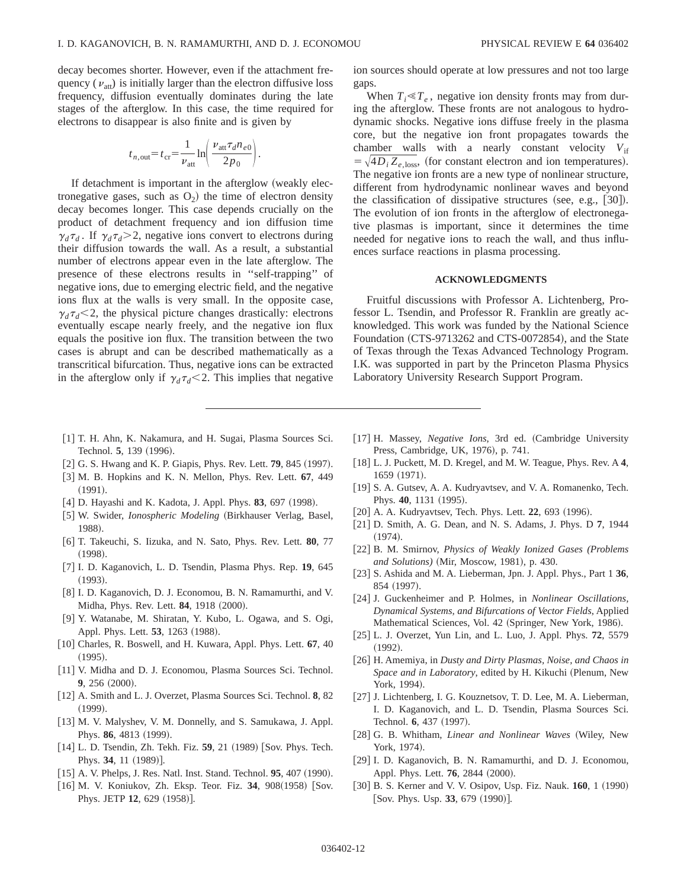decay becomes shorter. However, even if the attachment frequency ($\nu_{att}$) is initially larger than the electron diffusive loss frequency, diffusion eventually dominates during the late stages of the afterglow. In this case, the time required for electrons to disappear is also finite and is given by

$$t_{n,\text{out}} = t_{\text{cr}} = \frac{1}{\nu_{\text{att}}} \ln\left( \frac{\nu_{\text{att}} \tau_d n_{e0}}{2 p_0} \right).$$

If detachment is important in the afterglow (weakly electronegative gases, such as $O_2$) the time of electron density decay becomes longer. This case depends crucially on the product of detachment frequency and ion diffusion time $\gamma_d \tau_d$. If $\gamma_d \tau_d > 2$, negative ions convert to electrons during their diffusion towards the wall. As a result, a substantial number of electrons appear even in the late afterglow. The presence of these electrons results in "self-trapping" of negative ions, due to emerging electric field, and the negative ions flux at the walls is very small. In the opposite case, $\gamma_d \tau_d < 2$, the physical picture changes drastically: electrons eventually escape nearly freely, and the negative ion flux equals the positive ion flux. The transition between the two cases is abrupt and can be described mathematically as a transcritical bifurcation. Thus, negative ions can be extracted in the afterglow only if $\gamma_d \tau_d < 2$. This implies that negative ion sources should operate at low pressures and not too large gaps.

When $T_i \ll T_e$, negative ion density fronts may from during the afterglow. These fronts are not analogous to hydrodynamic shocks. Negative ions diffuse freely in the plasma core, but the negative ion front propagates towards the chamber walls with a nearly constant velocity $V_{\text{if}} = \sqrt{4 D_i Z_{e,\text{loss}}}$, (for constant electron and ion temperatures). The negative ion fronts are a new type of nonlinear structure, different from hydrodynamic nonlinear waves and beyond the classification of dissipative structures (see, e.g., [30]). The evolution of ion fronts in the afterglow of electronegative plasmas is important, since it determines the time needed for negative ions to reach the wall, and thus influences surface reactions in plasma processing.

## ACKNOWLEDGMENTS

Fruitful discussions with Professor A. Lichtenberg, Professor L. Tsendin, and Professor R. Franklin are greatly acknowledged. This work was funded by the National Science Foundation (CTS-9713262 and CTS-0072854), and the State of Texas through the Texas Advanced Technology Program. I.K. was supported in part by the Princeton Plasma Physics Laboratory University Research Support Program.

---

[1] T. H. Ahn, K. Nakamura, and H. Sugai, Plasma Sources Sci. Technol. **5**, 139 (1996).
[2] G. S. Hwang and K. P. Giapis, Phys. Rev. Lett. **79**, 845 (1997).
[3] M. B. Hopkins and K. N. Mellon, Phys. Rev. Lett. **67**, 449 (1991).
[4] D. Hayashi and K. Kadota, J. Appl. Phys. **83**, 697 (1998).
[5] W. Swider, *Ionospheric Modeling* (Birkhauser Verlag, Basel, 1988).
[6] T. Takeuchi, S. Iizuka, and N. Sato, Phys. Rev. Lett. **80**, 77 (1998).
[7] I. D. Kaganovich, L. D. Tsendin, Plasma Phys. Rep. **19**, 645 (1993).
[8] I. D. Kaganovich, D. J. Economou, B. N. Ramamurthi, and V. Midha, Phys. Rev. Lett. **84**, 1918 (2000).
[9] Y. Watanabe, M. Shiratan, Y. Kubo, L. Ogawa, and S. Ogi, Appl. Phys. Lett. **53**, 1263 (1988).
[10] Charles, R. Boswell, and H. Kuwara, Appl. Phys. Lett. **67**, 40 (1995).
[11] V. Midha and D. J. Economou, Plasma Sources Sci. Technol. **9**, 256 (2000).
[12] A. Smith and L. J. Overzet, Plasma Sources Sci. Technol. **8**, 82 (1999).
[13] M. V. Malyshev, V. M. Donnelly, and S. Samukawa, J. Appl. Phys. **86**, 4813 (1999).
[14] L. D. Tsendin, Zh. Tekh. Fiz. **59**, 21 (1989) [Sov. Phys. Tech. Phys. **34**, 11 (1989)].
[15] A. V. Phelps, J. Res. Natl. Inst. Stand. Technol. **95**, 407 (1990).
[16] M. V. Koniukov, Zh. Eksp. Teor. Fiz. **34**, 908(1958) [Sov. Phys. JETP **12**, 629 (1958)].
[17] H. Massey, *Negative Ions*, 3rd ed. (Cambridge University Press, Cambridge, UK, 1976), p. 741.
[18] L. J. Puckett, M. D. Kregel, and M. W. Teague, Phys. Rev. A **4**, 1659 (1971).
[19] S. A. Gutsev, A. A. Kudryavtsev, and V. A. Romanenko, Tech. Phys. **40**, 1131 (1995).
[20] A. A. Kudryavtsev, Tech. Phys. Lett. **22**, 693 (1996).
[21] D. Smith, A. G. Dean, and N. S. Adams, J. Phys. D **7**, 1944 (1974).
[22] B. M. Smirnov, *Physics of Weakly Ionized Gases (Problems and Solutions)* (Mir, Moscow, 1981), p. 430.
[23] S. Ashida and M. A. Lieberman, Jpn. J. Appl. Phys., Part 1 **36**, 854 (1997).
[24] J. Guckenheimer and P. Holmes, in *Nonlinear Oscillations, Dynamical Systems, and Bifurcations of Vector Fields*, Applied Mathematical Sciences, Vol. 42 (Springer, New York, 1986).
[25] L. J. Overzet, Yun Lin, and L. Luo, J. Appl. Phys. **72**, 5579 (1992).
[26] H. Amemiya, in *Dusty and Dirty Plasmas, Noise, and Chaos in Space and in Laboratory*, edited by H. Kikuchi (Plenum, New York, 1994).
[27] J. Lichtenberg, I. G. Kouznetsov, T. D. Lee, M. A. Lieberman, I. D. Kaganovich, and L. D. Tsendin, Plasma Sources Sci. Technol. **6**, 437 (1997).
[28] G. B. Whitham, *Linear and Nonlinear Waves* (Wiley, New York, 1974).
[29] I. D. Kaganovich, B. N. Ramamurthi, and D. J. Economou, Appl. Phys. Lett. **76**, 2844 (2000).
[30] B. S. Kerner and V. V. Osipov, Usp. Fiz. Nauk. **160**, 1 (1990) [Sov. Phys. Usp. **33**, 679 (1990)].